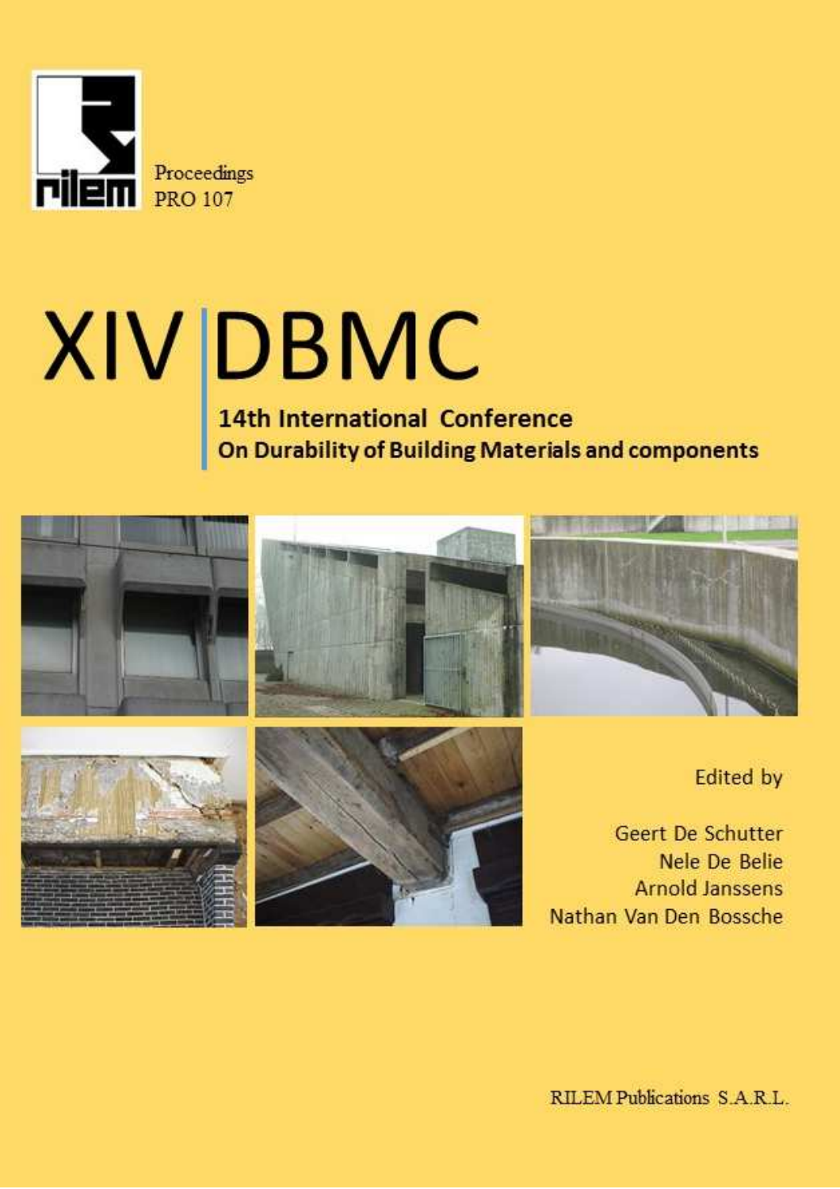Proceedings
PRO 107

# XIV DBMC

## 14th International Conference On Durability of Building Materials and components

Edited by

Geert De Schutter
Nele De Belie
Arnold Janssens
Nathan Van Den Bossche

RILEM Publications S.A.R.L.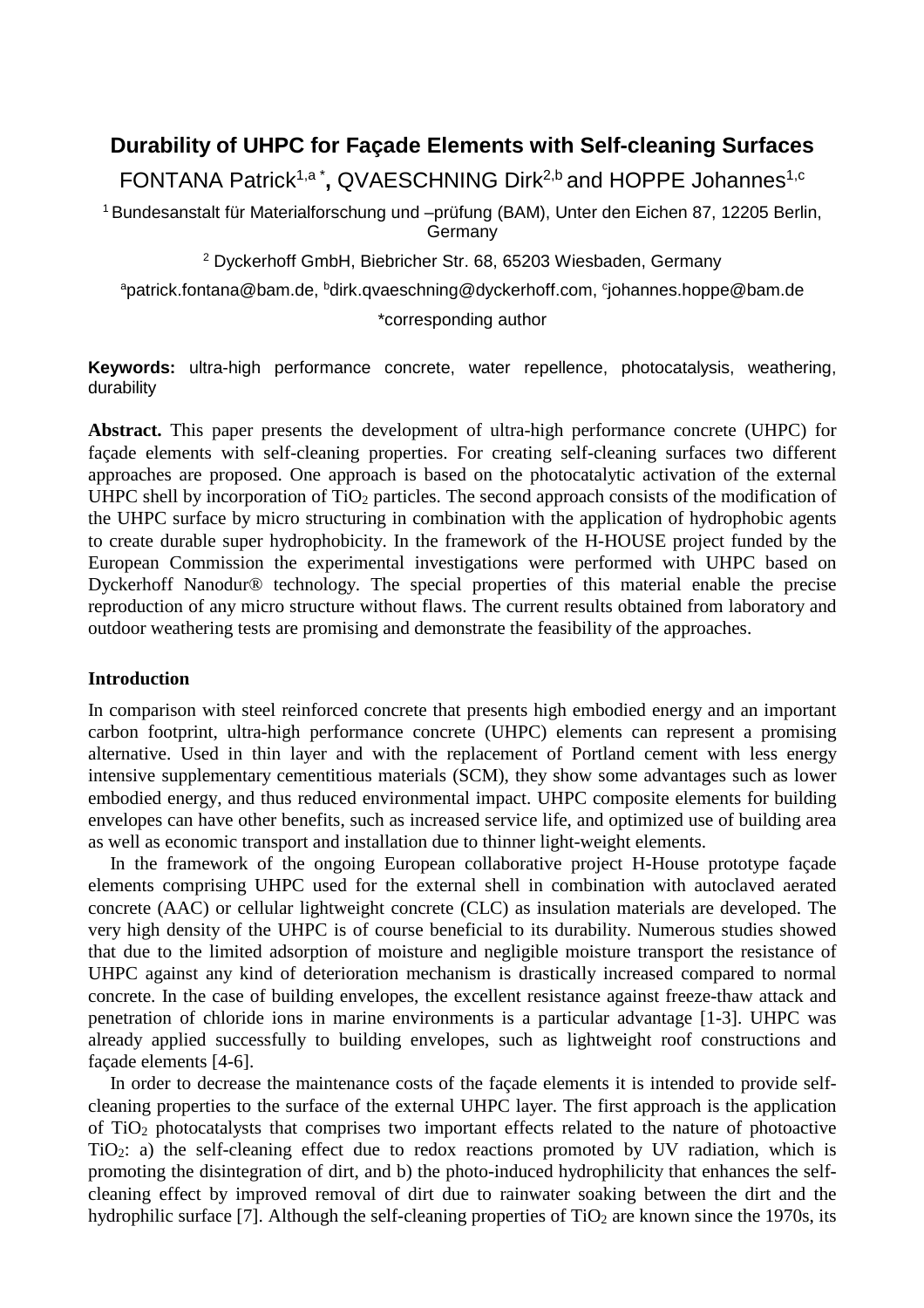# Durability of UHPC for Façade Elements with Self-cleaning Surfaces

FONTANA Patrick[1,a,*], QVAESCHNING Dirk[2,b] and HOPPE Johannes[1,c]

[1] Bundesanstalt für Materialforschung und –prüfung (BAM), Unter den Eichen 87, 12205 Berlin, Germany

[2] Dyckerhoff GmbH, Biebricher Str. 68, 65203 Wiesbaden, Germany

[a]patrick.fontana@bam.de, [b]dirk.qvaeschning@dyckerhoff.com, [c]johannes.hoppe@bam.de

*corresponding author

**Keywords:** ultra-high performance concrete, water repellence, photocatalysis, weathering, durability

**Abstract.** This paper presents the development of ultra-high performance concrete (UHPC) for façade elements with self-cleaning properties. For creating self-cleaning surfaces two different approaches are proposed. One approach is based on the photocatalytic activation of the external UHPC shell by incorporation of $TiO_2$ particles. The second approach consists of the modification of the UHPC surface by micro structuring in combination with the application of hydrophobic agents to create durable super hydrophobicity. In the framework of the H-HOUSE project funded by the European Commission the experimental investigations were performed with UHPC based on Dyckerhoff Nanodur® technology. The special properties of this material enable the precise reproduction of any micro structure without flaws. The current results obtained from laboratory and outdoor weathering tests are promising and demonstrate the feasibility of the approaches.

## Introduction

In comparison with steel reinforced concrete that presents high embodied energy and an important carbon footprint, ultra-high performance concrete (UHPC) elements can represent a promising alternative. Used in thin layer and with the replacement of Portland cement with less energy intensive supplementary cementitious materials (SCM), they show some advantages such as lower embodied energy, and thus reduced environmental impact. UHPC composite elements for building envelopes can have other benefits, such as increased service life, and optimized use of building area as well as economic transport and installation due to thinner light-weight elements.

In the framework of the ongoing European collaborative project H-House prototype façade elements comprising UHPC used for the external shell in combination with autoclaved aerated concrete (AAC) or cellular lightweight concrete (CLC) as insulation materials are developed. The very high density of the UHPC is of course beneficial to its durability. Numerous studies showed that due to the limited adsorption of moisture and negligible moisture transport the resistance of UHPC against any kind of deterioration mechanism is drastically increased compared to normal concrete. In the case of building envelopes, the excellent resistance against freeze-thaw attack and penetration of chloride ions in marine environments is a particular advantage [1-3]. UHPC was already applied successfully to building envelopes, such as lightweight roof constructions and façade elements [4-6].

In order to decrease the maintenance costs of the façade elements it is intended to provide self-cleaning properties to the surface of the external UHPC layer. The first approach is the application of $TiO_2$ photocatalysts that comprises two important effects related to the nature of photoactive $TiO_2$: a) the self-cleaning effect due to redox reactions promoted by UV radiation, which is promoting the disintegration of dirt, and b) the photo-induced hydrophilicity that enhances the self-cleaning effect by improved removal of dirt due to rainwater soaking between the dirt and the hydrophilic surface [7]. Although the self-cleaning properties of $TiO_2$ are known since the 1970s, its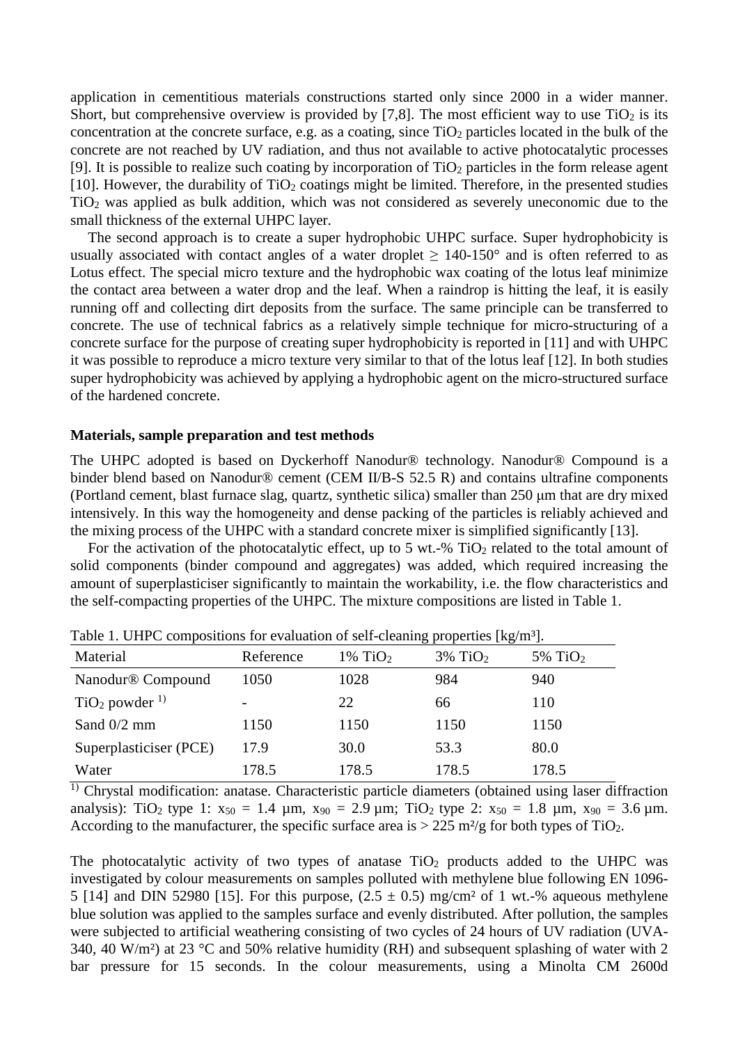application in cementitious materials constructions started only since 2000 in a wider manner. Short, but comprehensive overview is provided by [7,8]. The most efficient way to use $TiO_2$ is its concentration at the concrete surface, e.g. as a coating, since $TiO_2$ particles located in the bulk of the concrete are not reached by UV radiation, and thus not available to active photocatalytic processes [9]. It is possible to realize such coating by incorporation of $TiO_2$ particles in the form release agent [10]. However, the durability of $TiO_2$ coatings might be limited. Therefore, in the presented studies $TiO_2$ was applied as bulk addition, which was not considered as severely uneconomic due to the small thickness of the external UHPC layer.

The second approach is to create a super hydrophobic UHPC surface. Super hydrophobicity is usually associated with contact angles of a water droplet ≥ 140-150° and is often referred to as Lotus effect. The special micro texture and the hydrophobic wax coating of the lotus leaf minimize the contact area between a water drop and the leaf. When a raindrop is hitting the leaf, it is easily running off and collecting dirt deposits from the surface. The same principle can be transferred to concrete. The use of technical fabrics as a relatively simple technique for micro-structuring of a concrete surface for the purpose of creating super hydrophobicity is reported in [11] and with UHPC it was possible to reproduce a micro texture very similar to that of the lotus leaf [12]. In both studies super hydrophobicity was achieved by applying a hydrophobic agent on the micro-structured surface of the hardened concrete.

**Materials, sample preparation and test methods**

The UHPC adopted is based on Dyckerhoff Nanodur® technology. Nanodur® Compound is a binder blend based on Nanodur® cement (CEM II/B-S 52.5 R) and contains ultrafine components (Portland cement, blast furnace slag, quartz, synthetic silica) smaller than 250 μm that are dry mixed intensively. In this way the homogeneity and dense packing of the particles is reliably achieved and the mixing process of the UHPC with a standard concrete mixer is simplified significantly [13].

For the activation of the photocatalytic effect, up to 5 wt.-% $TiO_2$ related to the total amount of solid components (binder compound and aggregates) was added, which required increasing the amount of superplasticiser significantly to maintain the workability, i.e. the flow characteristics and the self-compacting properties of the UHPC. The mixture compositions are listed in Table 1.

Table 1. UHPC compositions for evaluation of self-cleaning properties [kg/m³].

| Material | Reference | 1% $TiO_2$ | 3% $TiO_2$ | 5% $TiO_2$ |
|---|---|---|---|---|
| Nanodur® Compound | 1050 | 1028 | 984 | 940 |
| $TiO_2$ powder [1)] | - | 22 | 66 | 110 |
| Sand 0/2 mm | 1150 | 1150 | 1150 | 1150 |
| Superplasticiser (PCE) | 17.9 | 30.0 | 53.3 | 80.0 |
| Water | 178.5 | 178.5 | 178.5 | 178.5 |

[1)] Chrystal modification: anatase. Characteristic particle diameters (obtained using laser diffraction analysis): $TiO_2$ type 1: $x_{50}$ = 1.4 μm, $x_{90}$ = 2.9 μm; $TiO_2$ type 2: $x_{50}$ = 1.8 μm, $x_{90}$ = 3.6 μm. According to the manufacturer, the specific surface area is > 225 m²/g for both types of $TiO_2$.

The photocatalytic activity of two types of anatase $TiO_2$ products added to the UHPC was investigated by colour measurements on samples polluted with methylene blue following EN 1096-5 [14] and DIN 52980 [15]. For this purpose, (2.5 ± 0.5) mg/cm² of 1 wt.-% aqueous methylene blue solution was applied to the samples surface and evenly distributed. After pollution, the samples were subjected to artificial weathering consisting of two cycles of 24 hours of UV radiation (UVA-340, 40 W/m²) at 23 °C and 50% relative humidity (RH) and subsequent splashing of water with 2 bar pressure for 15 seconds. In the colour measurements, using a Minolta CM 2600d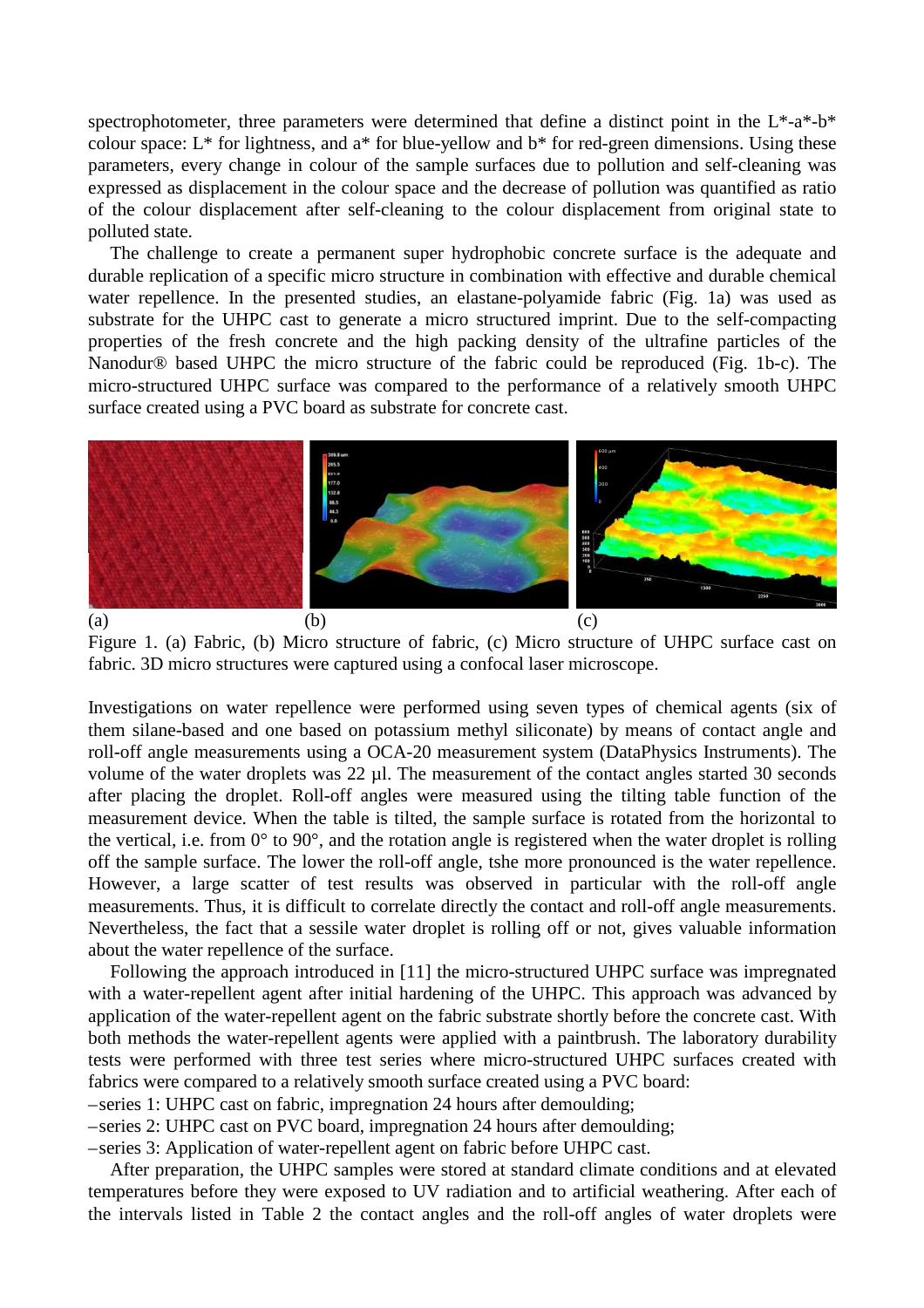spectrophotometer, three parameters were determined that define a distinct point in the L*-a*-b* colour space: L* for lightness, and a* for blue-yellow and b* for red-green dimensions. Using these parameters, every change in colour of the sample surfaces due to pollution and self-cleaning was expressed as displacement in the colour space and the decrease of pollution was quantified as ratio of the colour displacement after self-cleaning to the colour displacement from original state to polluted state.

The challenge to create a permanent super hydrophobic concrete surface is the adequate and durable replication of a specific micro structure in combination with effective and durable chemical water repellence. In the presented studies, an elastane-polyamide fabric (Fig. 1a) was used as substrate for the UHPC cast to generate a micro structured imprint. Due to the self-compacting properties of the fresh concrete and the high packing density of the ultrafine particles of the Nanodur® based UHPC the micro structure of the fabric could be reproduced (Fig. 1b-c). The micro-structured UHPC surface was compared to the performance of a relatively smooth UHPC surface created using a PVC board as substrate for concrete cast.

(a) (b) (c)

Figure 1. (a) Fabric, (b) Micro structure of fabric, (c) Micro structure of UHPC surface cast on fabric. 3D micro structures were captured using a confocal laser microscope.

Investigations on water repellence were performed using seven types of chemical agents (six of them silane-based and one based on potassium methyl siliconate) by means of contact angle and roll-off angle measurements using a OCA-20 measurement system (DataPhysics Instruments). The volume of the water droplets was 22 µl. The measurement of the contact angles started 30 seconds after placing the droplet. Roll-off angles were measured using the tilting table function of the measurement device. When the table is tilted, the sample surface is rotated from the horizontal to the vertical, i.e. from 0° to 90°, and the rotation angle is registered when the water droplet is rolling off the sample surface. The lower the roll-off angle, tshe more pronounced is the water repellence. However, a large scatter of test results was observed in particular with the roll-off angle measurements. Thus, it is difficult to correlate directly the contact and roll-off angle measurements. Nevertheless, the fact that a sessile water droplet is rolling off or not, gives valuable information about the water repellence of the surface.

Following the approach introduced in [11] the micro-structured UHPC surface was impregnated with a water-repellent agent after initial hardening of the UHPC. This approach was advanced by application of the water-repellent agent on the fabric substrate shortly before the concrete cast. With both methods the water-repellent agents were applied with a paintbrush. The laboratory durability tests were performed with three test series where micro-structured UHPC surfaces created with fabrics were compared to a relatively smooth surface created using a PVC board:

– series 1: UHPC cast on fabric, impregnation 24 hours after demoulding;
– series 2: UHPC cast on PVC board, impregnation 24 hours after demoulding;
– series 3: Application of water-repellent agent on fabric before UHPC cast.

After preparation, the UHPC samples were stored at standard climate conditions and at elevated temperatures before they were exposed to UV radiation and to artificial weathering. After each of the intervals listed in Table 2 the contact angles and the roll-off angles of water droplets were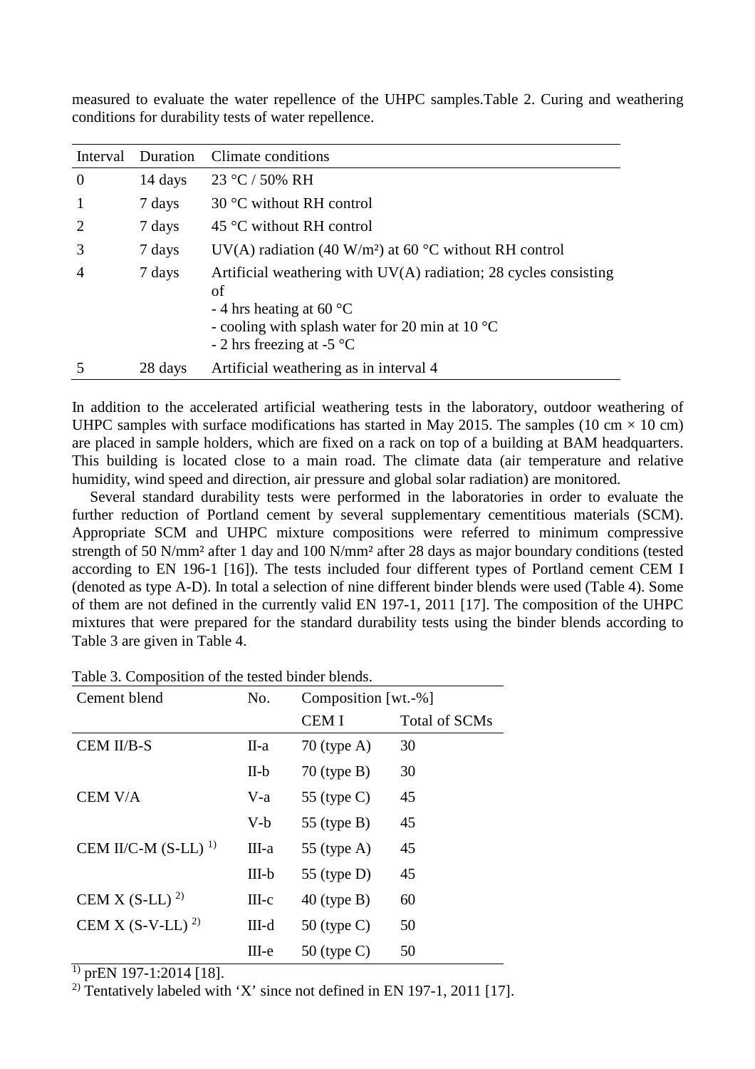measured to evaluate the water repellence of the UHPC samples.Table 2. Curing and weathering conditions for durability tests of water repellence.

| Interval | Duration | Climate conditions |
|---|---|---|
| 0 | 14 days | 23 °C / 50% RH |
| 1 | 7 days | 30 °C without RH control |
| 2 | 7 days | 45 °C without RH control |
| 3 | 7 days | UV(A) radiation (40 W/m²) at 60 °C without RH control |
| 4 | 7 days | Artificial weathering with UV(A) radiation; 28 cycles consisting of<br>- 4 hrs heating at 60 °C<br>- cooling with splash water for 20 min at 10 °C<br>- 2 hrs freezing at -5 °C |
| 5 | 28 days | Artificial weathering as in interval 4 |

In addition to the accelerated artificial weathering tests in the laboratory, outdoor weathering of UHPC samples with surface modifications has started in May 2015. The samples (10 cm × 10 cm) are placed in sample holders, which are fixed on a rack on top of a building at BAM headquarters. This building is located close to a main road. The climate data (air temperature and relative humidity, wind speed and direction, air pressure and global solar radiation) are monitored.

Several standard durability tests were performed in the laboratories in order to evaluate the further reduction of Portland cement by several supplementary cementitious materials (SCM). Appropriate SCM and UHPC mixture compositions were referred to minimum compressive strength of 50 N/mm² after 1 day and 100 N/mm² after 28 days as major boundary conditions (tested according to EN 196-1 [16]). The tests included four different types of Portland cement CEM I (denoted as type A-D). In total a selection of nine different binder blends were used (Table 4). Some of them are not defined in the currently valid EN 197-1, 2011 [17]. The composition of the UHPC mixtures that were prepared for the standard durability tests using the binder blends according to Table 3 are given in Table 4.

Table 3. Composition of the tested binder blends.

| Cement blend | No. | Composition [wt.-%] | |
|---|---|---|---|
| | | CEM I | Total of SCMs |
| CEM II/B-S | II-a | 70 (type A) | 30 |
| | II-b | 70 (type B) | 30 |
| CEM V/A | V-a | 55 (type C) | 45 |
| | V-b | 55 (type B) | 45 |
| CEM II/C-M (S-LL) [1)] | III-a | 55 (type A) | 45 |
| | III-b | 55 (type D) | 45 |
| CEM X (S-LL) [2)] | III-c | 40 (type B) | 60 |
| CEM X (S-V-LL) [2)] | III-d | 50 (type C) | 50 |
| | III-e | 50 (type C) | 50 |

[1)] prEN 197-1:2014 [18].
[2)] Tentatively labeled with 'X' since not defined in EN 197-1, 2011 [17].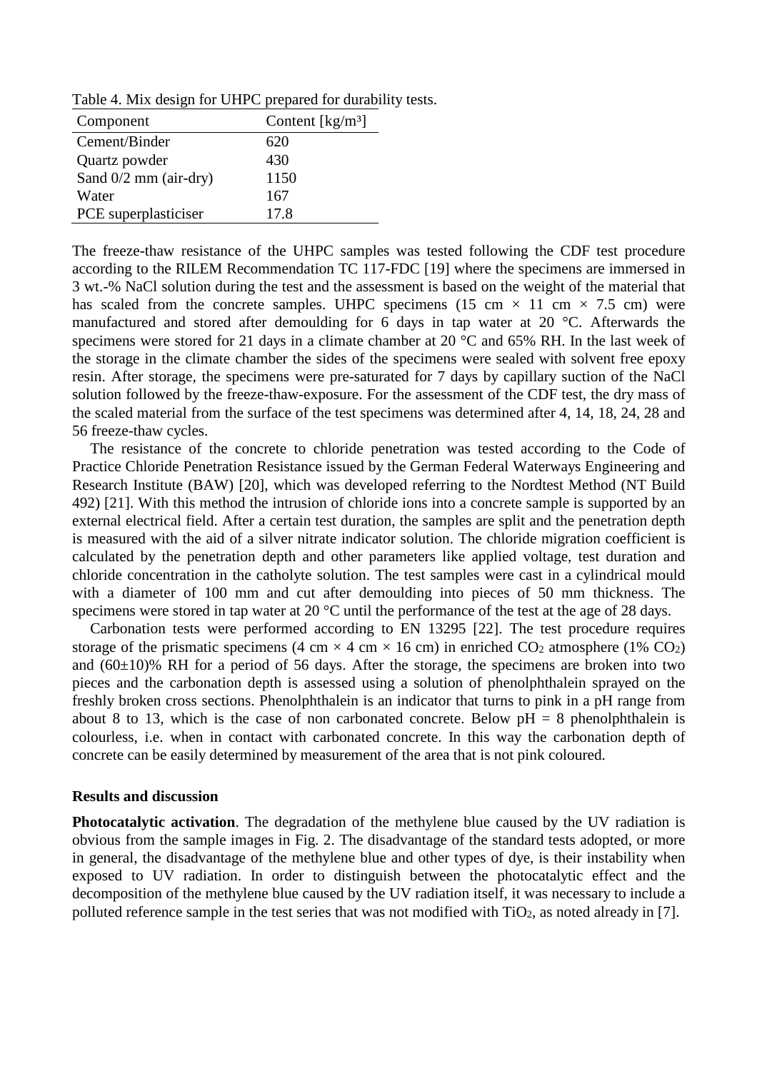Table 4. Mix design for UHPC prepared for durability tests.

| Component | Content [kg/m³] |
|---|---|
| Cement/Binder | 620 |
| Quartz powder | 430 |
| Sand 0/2 mm (air-dry) | 1150 |
| Water | 167 |
| PCE superplasticiser | 17.8 |

The freeze-thaw resistance of the UHPC samples was tested following the CDF test procedure according to the RILEM Recommendation TC 117-FDC [19] where the specimens are immersed in 3 wt.-% NaCl solution during the test and the assessment is based on the weight of the material that has scaled from the concrete samples. UHPC specimens (15 cm × 11 cm × 7.5 cm) were manufactured and stored after demoulding for 6 days in tap water at 20 °C. Afterwards the specimens were stored for 21 days in a climate chamber at 20 °C and 65% RH. In the last week of the storage in the climate chamber the sides of the specimens were sealed with solvent free epoxy resin. After storage, the specimens were pre-saturated for 7 days by capillary suction of the NaCl solution followed by the freeze-thaw-exposure. For the assessment of the CDF test, the dry mass of the scaled material from the surface of the test specimens was determined after 4, 14, 18, 24, 28 and 56 freeze-thaw cycles.

The resistance of the concrete to chloride penetration was tested according to the Code of Practice Chloride Penetration Resistance issued by the German Federal Waterways Engineering and Research Institute (BAW) [20], which was developed referring to the Nordtest Method (NT Build 492) [21]. With this method the intrusion of chloride ions into a concrete sample is supported by an external electrical field. After a certain test duration, the samples are split and the penetration depth is measured with the aid of a silver nitrate indicator solution. The chloride migration coefficient is calculated by the penetration depth and other parameters like applied voltage, test duration and chloride concentration in the catholyte solution. The test samples were cast in a cylindrical mould with a diameter of 100 mm and cut after demoulding into pieces of 50 mm thickness. The specimens were stored in tap water at 20 °C until the performance of the test at the age of 28 days.

Carbonation tests were performed according to EN 13295 [22]. The test procedure requires storage of the prismatic specimens (4 cm × 4 cm × 16 cm) in enriched $CO_2$ atmosphere (1% $CO_2$) and (60±10)% RH for a period of 56 days. After the storage, the specimens are broken into two pieces and the carbonation depth is assessed using a solution of phenolphthalein sprayed on the freshly broken cross sections. Phenolphthalein is an indicator that turns to pink in a pH range from about 8 to 13, which is the case of non carbonated concrete. Below pH = 8 phenolphthalein is colourless, i.e. when in contact with carbonated concrete. In this way the carbonation depth of concrete can be easily determined by measurement of the area that is not pink coloured.

**Results and discussion**

**Photocatalytic activation**. The degradation of the methylene blue caused by the UV radiation is obvious from the sample images in Fig. 2. The disadvantage of the standard tests adopted, or more in general, the disadvantage of the methylene blue and other types of dye, is their instability when exposed to UV radiation. In order to distinguish between the photocatalytic effect and the decomposition of the methylene blue caused by the UV radiation itself, it was necessary to include a polluted reference sample in the test series that was not modified with $TiO_2$, as noted already in [7].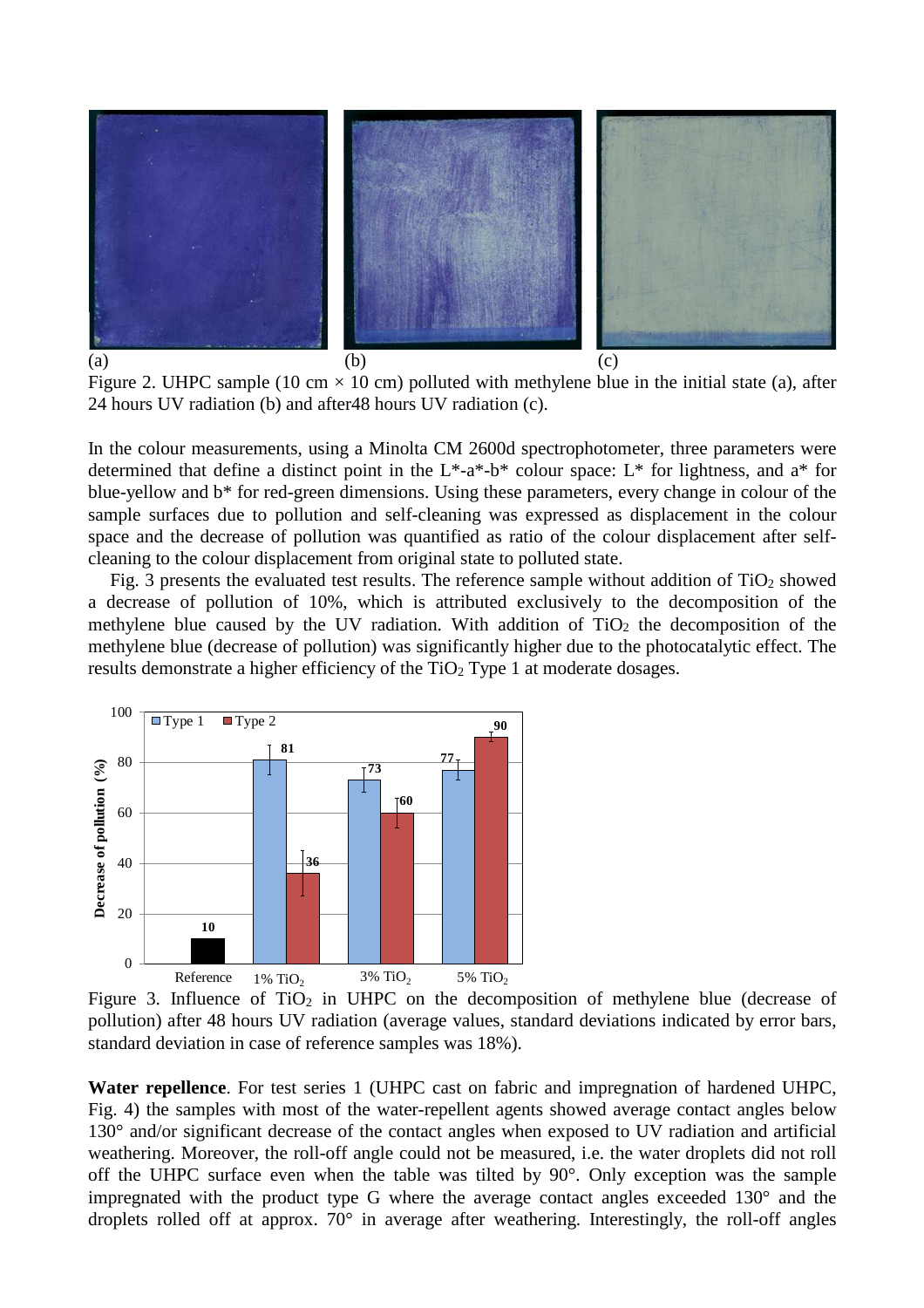(a) (b) (c)

Figure 2. UHPC sample (10 cm × 10 cm) polluted with methylene blue in the initial state (a), after 24 hours UV radiation (b) and after48 hours UV radiation (c).

In the colour measurements, using a Minolta CM 2600d spectrophotometer, three parameters were determined that define a distinct point in the L*-a*-b* colour space: L* for lightness, and a* for blue-yellow and b* for red-green dimensions. Using these parameters, every change in colour of the sample surfaces due to pollution and self-cleaning was expressed as displacement in the colour space and the decrease of pollution was quantified as ratio of the colour displacement after self-cleaning to the colour displacement from original state to polluted state.

Fig. 3 presents the evaluated test results. The reference sample without addition of $TiO_2$ showed a decrease of pollution of 10%, which is attributed exclusively to the decomposition of the methylene blue caused by the UV radiation. With addition of $TiO_2$ the decomposition of the methylene blue (decrease of pollution) was significantly higher due to the photocatalytic effect. The results demonstrate a higher efficiency of the $TiO_2$ Type 1 at moderate dosages.

| | Type 1 | Type 2 |
|---|---|---|
| Reference | | 10 |
| 1% $TiO_2$ | 81 | 36 |
| 3% $TiO_2$ | 73 | 60 |
| 5% $TiO_2$ | 77 | 90 |

Figure 3. Influence of $TiO_2$ in UHPC on the decomposition of methylene blue (decrease of pollution) after 48 hours UV radiation (average values, standard deviations indicated by error bars, standard deviation in case of reference samples was 18%).

**Water repellence**. For test series 1 (UHPC cast on fabric and impregnation of hardened UHPC, Fig. 4) the samples with most of the water-repellent agents showed average contact angles below 130° and/or significant decrease of the contact angles when exposed to UV radiation and artificial weathering. Moreover, the roll-off angle could not be measured, i.e. the water droplets did not roll off the UHPC surface even when the table was tilted by 90°. Only exception was the sample impregnated with the product type G where the average contact angles exceeded 130° and the droplets rolled off at approx. 70° in average after weathering. Interestingly, the roll-off angles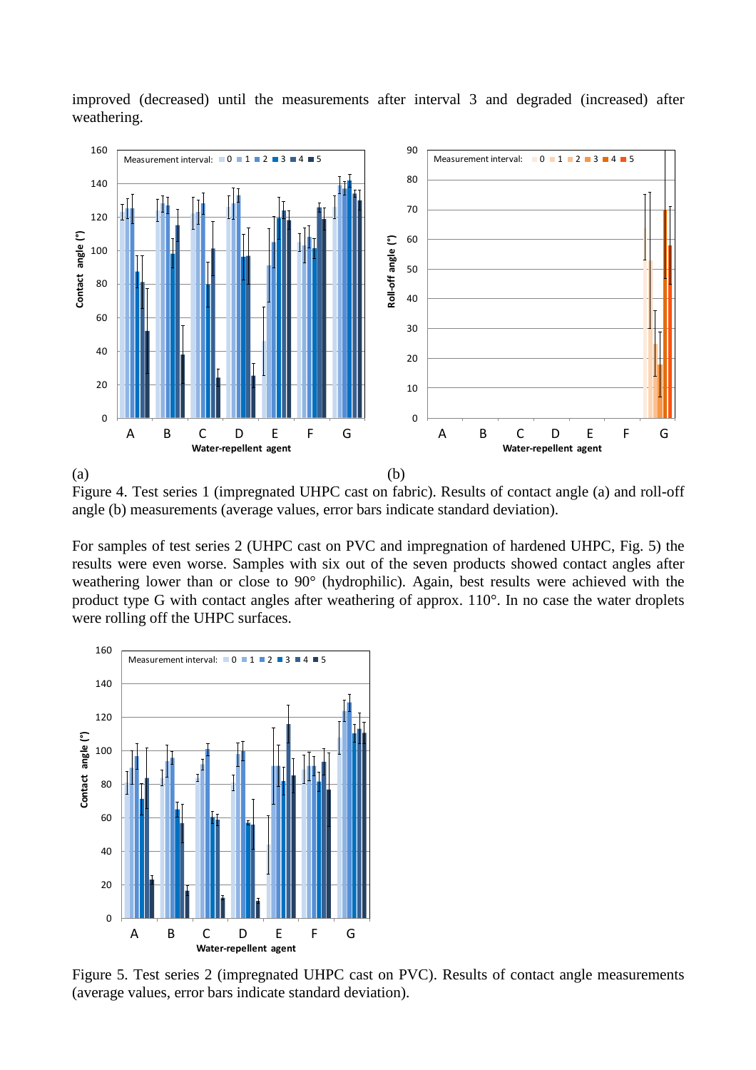improved (decreased) until the measurements after interval 3 and degraded (increased) after weathering.

(a) (b)

Figure 4. Test series 1 (impregnated UHPC cast on fabric). Results of contact angle (a) and roll-off angle (b) measurements (average values, error bars indicate standard deviation).

For samples of test series 2 (UHPC cast on PVC and impregnation of hardened UHPC, Fig. 5) the results were even worse. Samples with six out of the seven products showed contact angles after weathering lower than or close to 90° (hydrophilic). Again, best results were achieved with the product type G with contact angles after weathering of approx. 110°. In no case the water droplets were rolling off the UHPC surfaces.

Figure 5. Test series 2 (impregnated UHPC cast on PVC). Results of contact angle measurements (average values, error bars indicate standard deviation).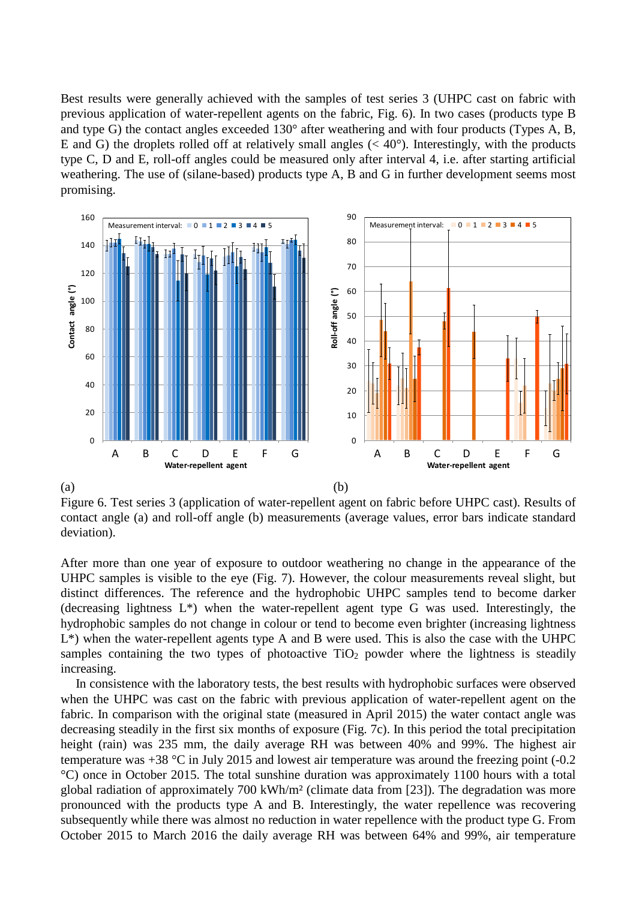Best results were generally achieved with the samples of test series 3 (UHPC cast on fabric with previous application of water-repellent agents on the fabric, Fig. 6). In two cases (products type B and type G) the contact angles exceeded 130° after weathering and with four products (Types A, B, E and G) the droplets rolled off at relatively small angles (< 40°). Interestingly, with the products type C, D and E, roll-off angles could be measured only after interval 4, i.e. after starting artificial weathering. The use of (silane-based) products type A, B and G in further development seems most promising.

(a) (b)

Figure 6. Test series 3 (application of water-repellent agent on fabric before UHPC cast). Results of contact angle (a) and roll-off angle (b) measurements (average values, error bars indicate standard deviation).

After more than one year of exposure to outdoor weathering no change in the appearance of the UHPC samples is visible to the eye (Fig. 7). However, the colour measurements reveal slight, but distinct differences. The reference and the hydrophobic UHPC samples tend to become darker (decreasing lightness L*) when the water-repellent agent type G was used. Interestingly, the hydrophobic samples do not change in colour or tend to become even brighter (increasing lightness L*) when the water-repellent agents type A and B were used. This is also the case with the UHPC samples containing the two types of photoactive $TiO_2$ powder where the lightness is steadily increasing.

In consistence with the laboratory tests, the best results with hydrophobic surfaces were observed when the UHPC was cast on the fabric with previous application of water-repellent agent on the fabric. In comparison with the original state (measured in April 2015) the water contact angle was decreasing steadily in the first six months of exposure (Fig. 7c). In this period the total precipitation height (rain) was 235 mm, the daily average RH was between 40% and 99%. The highest air temperature was +38 °C in July 2015 and lowest air temperature was around the freezing point (-0.2 °C) once in October 2015. The total sunshine duration was approximately 1100 hours with a total global radiation of approximately 700 kWh/m² (climate data from [23]). The degradation was more pronounced with the products type A and B. Interestingly, the water repellence was recovering subsequently while there was almost no reduction in water repellence with the product type G. From October 2015 to March 2016 the daily average RH was between 64% and 99%, air temperature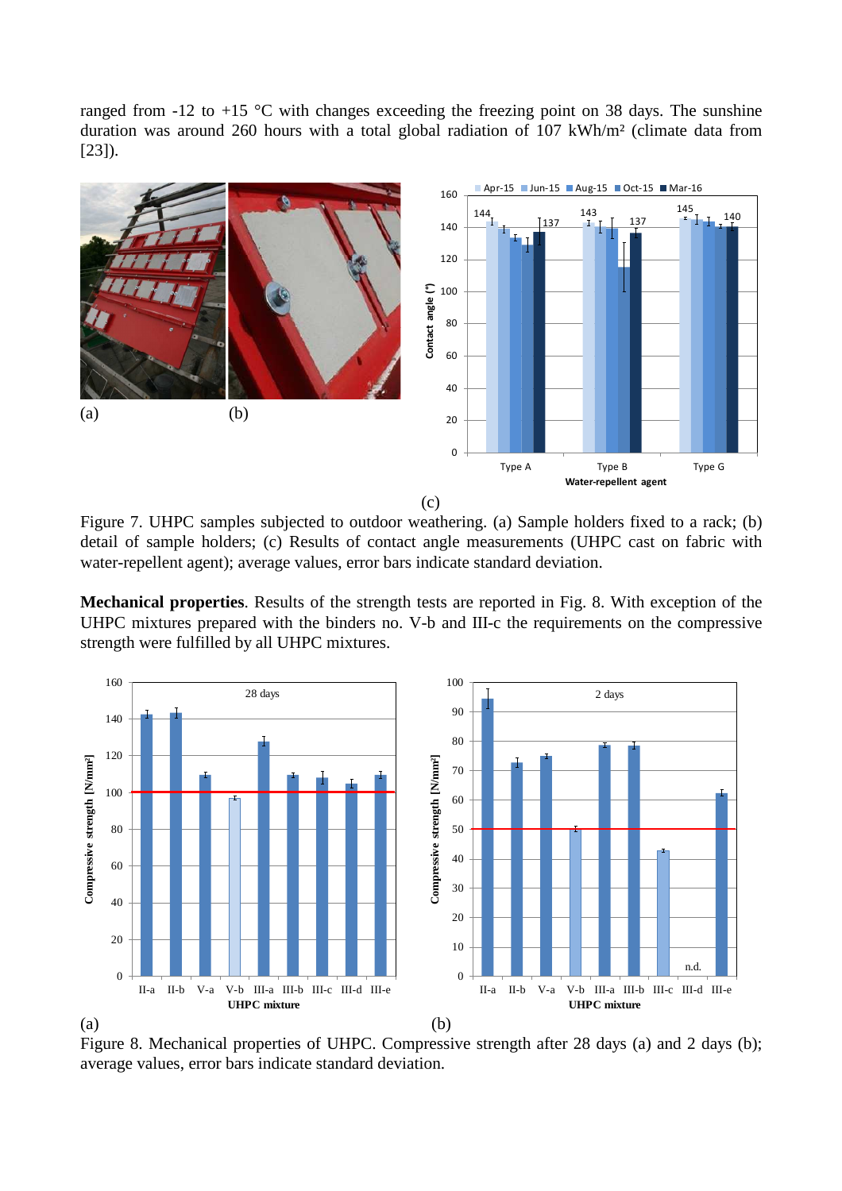ranged from -12 to +15 °C with changes exceeding the freezing point on 38 days. The sunshine duration was around 260 hours with a total global radiation of 107 kWh/m² (climate data from [23]).

(a) (b) (c)

Figure 7. UHPC samples subjected to outdoor weathering. (a) Sample holders fixed to a rack; (b) detail of sample holders; (c) Results of contact angle measurements (UHPC cast on fabric with water-repellent agent); average values, error bars indicate standard deviation.

**Mechanical properties**. Results of the strength tests are reported in Fig. 8. With exception of the UHPC mixtures prepared with the binders no. V-b and III-c the requirements on the compressive strength were fulfilled by all UHPC mixtures.

(a) (b)

Figure 8. Mechanical properties of UHPC. Compressive strength after 28 days (a) and 2 days (b); average values, error bars indicate standard deviation.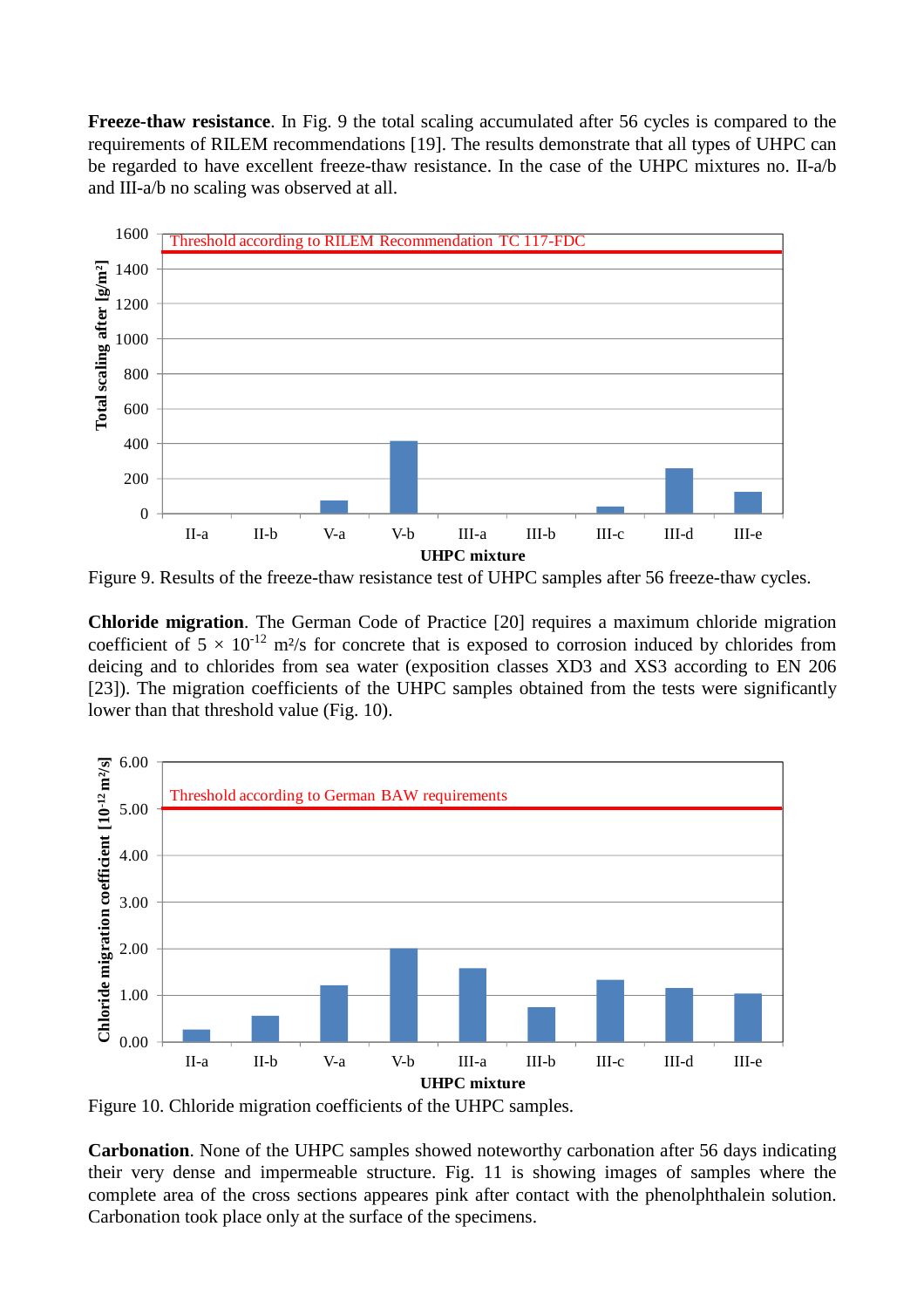**Freeze-thaw resistance**. In Fig. 9 the total scaling accumulated after 56 cycles is compared to the requirements of RILEM recommendations [19]. The results demonstrate that all types of UHPC can be regarded to have excellent freeze-thaw resistance. In the case of the UHPC mixtures no. II-a/b and III-a/b no scaling was observed at all.

Figure 9. Results of the freeze-thaw resistance test of UHPC samples after 56 freeze-thaw cycles.

**Chloride migration**. The German Code of Practice [20] requires a maximum chloride migration coefficient of $5 \times 10^{-12}$ m²/s for concrete that is exposed to corrosion induced by chlorides from deicing and to chlorides from sea water (exposition classes XD3 and XS3 according to EN 206 [23]). The migration coefficients of the UHPC samples obtained from the tests were significantly lower than that threshold value (Fig. 10).

Figure 10. Chloride migration coefficients of the UHPC samples.

**Carbonation**. None of the UHPC samples showed noteworthy carbonation after 56 days indicating their very dense and impermeable structure. Fig. 11 is showing images of samples where the complete area of the cross sections appeares pink after contact with the phenolphthalein solution. Carbonation took place only at the surface of the specimens.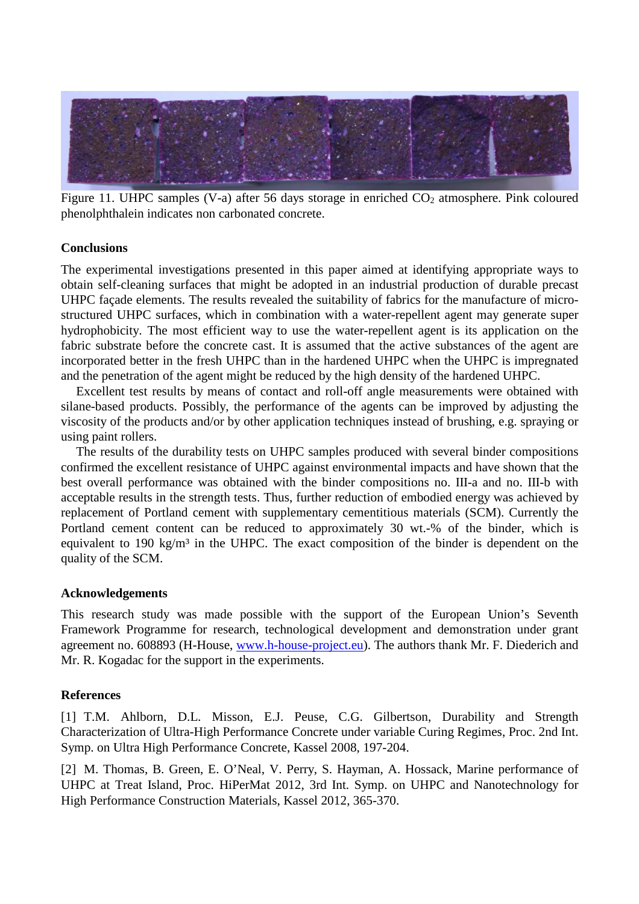Figure 11. UHPC samples (V-a) after 56 days storage in enriched $CO_2$ atmosphere. Pink coloured phenolphthalein indicates non carbonated concrete.

## Conclusions

The experimental investigations presented in this paper aimed at identifying appropriate ways to obtain self-cleaning surfaces that might be adopted in an industrial production of durable precast UHPC façade elements. The results revealed the suitability of fabrics for the manufacture of micro-structured UHPC surfaces, which in combination with a water-repellent agent may generate super hydrophobicity. The most efficient way to use the water-repellent agent is its application on the fabric substrate before the concrete cast. It is assumed that the active substances of the agent are incorporated better in the fresh UHPC than in the hardened UHPC when the UHPC is impregnated and the penetration of the agent might be reduced by the high density of the hardened UHPC.

Excellent test results by means of contact and roll-off angle measurements were obtained with silane-based products. Possibly, the performance of the agents can be improved by adjusting the viscosity of the products and/or by other application techniques instead of brushing, e.g. spraying or using paint rollers.

The results of the durability tests on UHPC samples produced with several binder compositions confirmed the excellent resistance of UHPC against environmental impacts and have shown that the best overall performance was obtained with the binder compositions no. III-a and no. III-b with acceptable results in the strength tests. Thus, further reduction of embodied energy was achieved by replacement of Portland cement with supplementary cementitious materials (SCM). Currently the Portland cement content can be reduced to approximately 30 wt.-% of the binder, which is equivalent to 190 kg/m³ in the UHPC. The exact composition of the binder is dependent on the quality of the SCM.

## Acknowledgements

This research study was made possible with the support of the European Union's Seventh Framework Programme for research, technological development and demonstration under grant agreement no. 608893 (H-House, www.h-house-project.eu). The authors thank Mr. F. Diederich and Mr. R. Kogadac for the support in the experiments.

## References

[1] T.M. Ahlborn, D.L. Misson, E.J. Peuse, C.G. Gilbertson, Durability and Strength Characterization of Ultra-High Performance Concrete under variable Curing Regimes, Proc. 2nd Int. Symp. on Ultra High Performance Concrete, Kassel 2008, 197-204.

[2] M. Thomas, B. Green, E. O'Neal, V. Perry, S. Hayman, A. Hossack, Marine performance of UHPC at Treat Island, Proc. HiPerMat 2012, 3rd Int. Symp. on UHPC and Nanotechnology for High Performance Construction Materials, Kassel 2012, 365-370.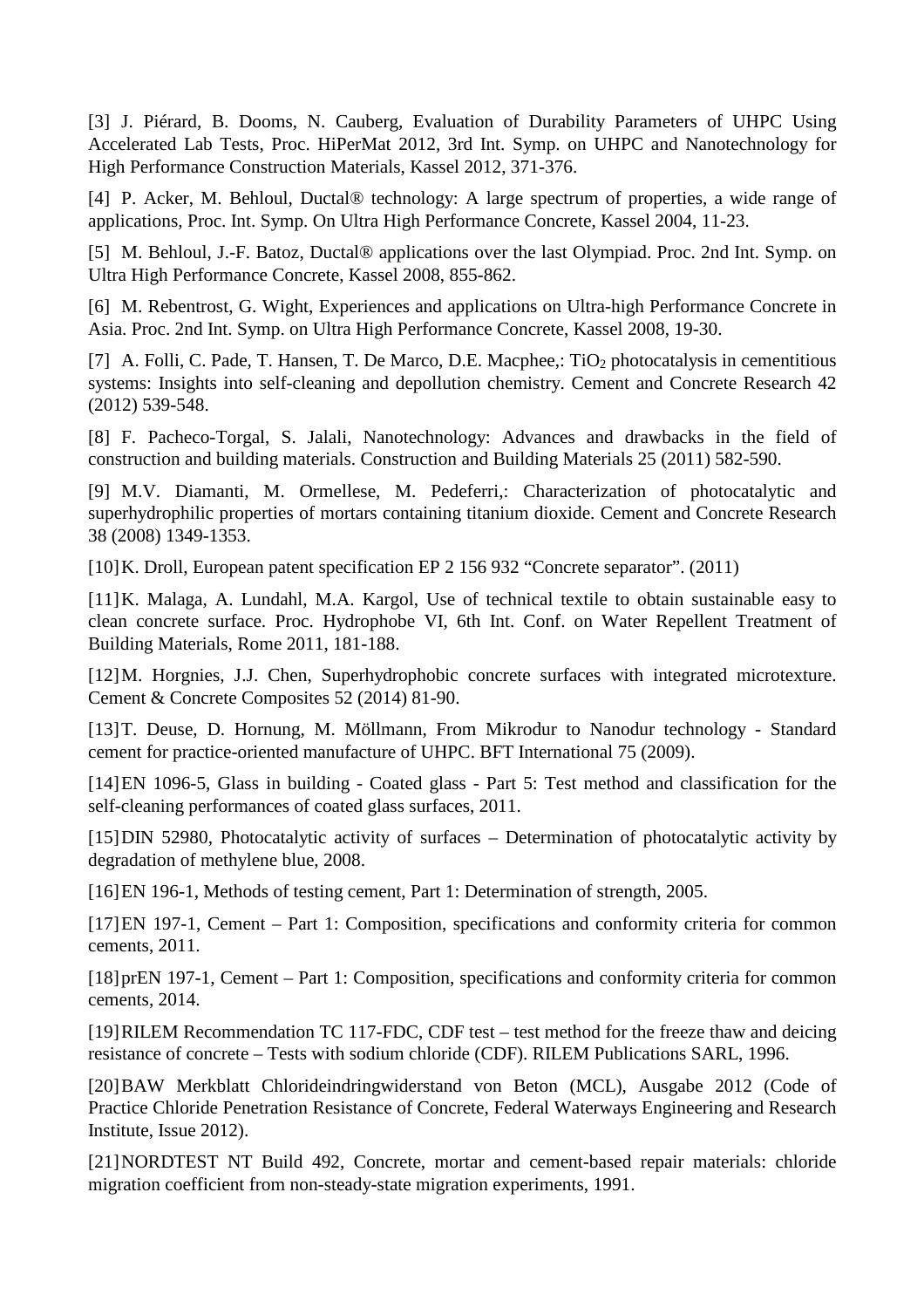[3] J. Piérard, B. Dooms, N. Cauberg, Evaluation of Durability Parameters of UHPC Using Accelerated Lab Tests, Proc. HiPerMat 2012, 3rd Int. Symp. on UHPC and Nanotechnology for High Performance Construction Materials, Kassel 2012, 371-376.

[4] P. Acker, M. Behloul, Ductal® technology: A large spectrum of properties, a wide range of applications, Proc. Int. Symp. On Ultra High Performance Concrete, Kassel 2004, 11-23.

[5] M. Behloul, J.-F. Batoz, Ductal® applications over the last Olympiad. Proc. 2nd Int. Symp. on Ultra High Performance Concrete, Kassel 2008, 855-862.

[6] M. Rebentrost, G. Wight, Experiences and applications on Ultra-high Performance Concrete in Asia. Proc. 2nd Int. Symp. on Ultra High Performance Concrete, Kassel 2008, 19-30.

[7] A. Folli, C. Pade, T. Hansen, T. De Marco, D.E. Macphee,: $TiO_2$ photocatalysis in cementitious systems: Insights into self-cleaning and depollution chemistry. Cement and Concrete Research 42 (2012) 539-548.

[8] F. Pacheco-Torgal, S. Jalali, Nanotechnology: Advances and drawbacks in the field of construction and building materials. Construction and Building Materials 25 (2011) 582-590.

[9] M.V. Diamanti, M. Ormellese, M. Pedeferri,: Characterization of photocatalytic and superhydrophilic properties of mortars containing titanium dioxide. Cement and Concrete Research 38 (2008) 1349-1353.

[10] K. Droll, European patent specification EP 2 156 932 "Concrete separator". (2011)

[11] K. Malaga, A. Lundahl, M.A. Kargol, Use of technical textile to obtain sustainable easy to clean concrete surface. Proc. Hydrophobe VI, 6th Int. Conf. on Water Repellent Treatment of Building Materials, Rome 2011, 181-188.

[12] M. Horgnies, J.J. Chen, Superhydrophobic concrete surfaces with integrated microtexture. Cement & Concrete Composites 52 (2014) 81-90.

[13] T. Deuse, D. Hornung, M. Möllmann, From Mikrodur to Nanodur technology - Standard cement for practice-oriented manufacture of UHPC. BFT International 75 (2009).

[14] EN 1096-5, Glass in building - Coated glass - Part 5: Test method and classification for the self-cleaning performances of coated glass surfaces, 2011.

[15] DIN 52980, Photocatalytic activity of surfaces – Determination of photocatalytic activity by degradation of methylene blue, 2008.

[16] EN 196-1, Methods of testing cement, Part 1: Determination of strength, 2005.

[17] EN 197-1, Cement – Part 1: Composition, specifications and conformity criteria for common cements, 2011.

[18] prEN 197-1, Cement – Part 1: Composition, specifications and conformity criteria for common cements, 2014.

[19] RILEM Recommendation TC 117-FDC, CDF test – test method for the freeze thaw and deicing resistance of concrete – Tests with sodium chloride (CDF). RILEM Publications SARL, 1996.

[20] BAW Merkblatt Chlorideindringwiderstand von Beton (MCL), Ausgabe 2012 (Code of Practice Chloride Penetration Resistance of Concrete, Federal Waterways Engineering and Research Institute, Issue 2012).

[21] NORDTEST NT Build 492, Concrete, mortar and cement-based repair materials: chloride migration coefficient from non-steady-state migration experiments, 1991.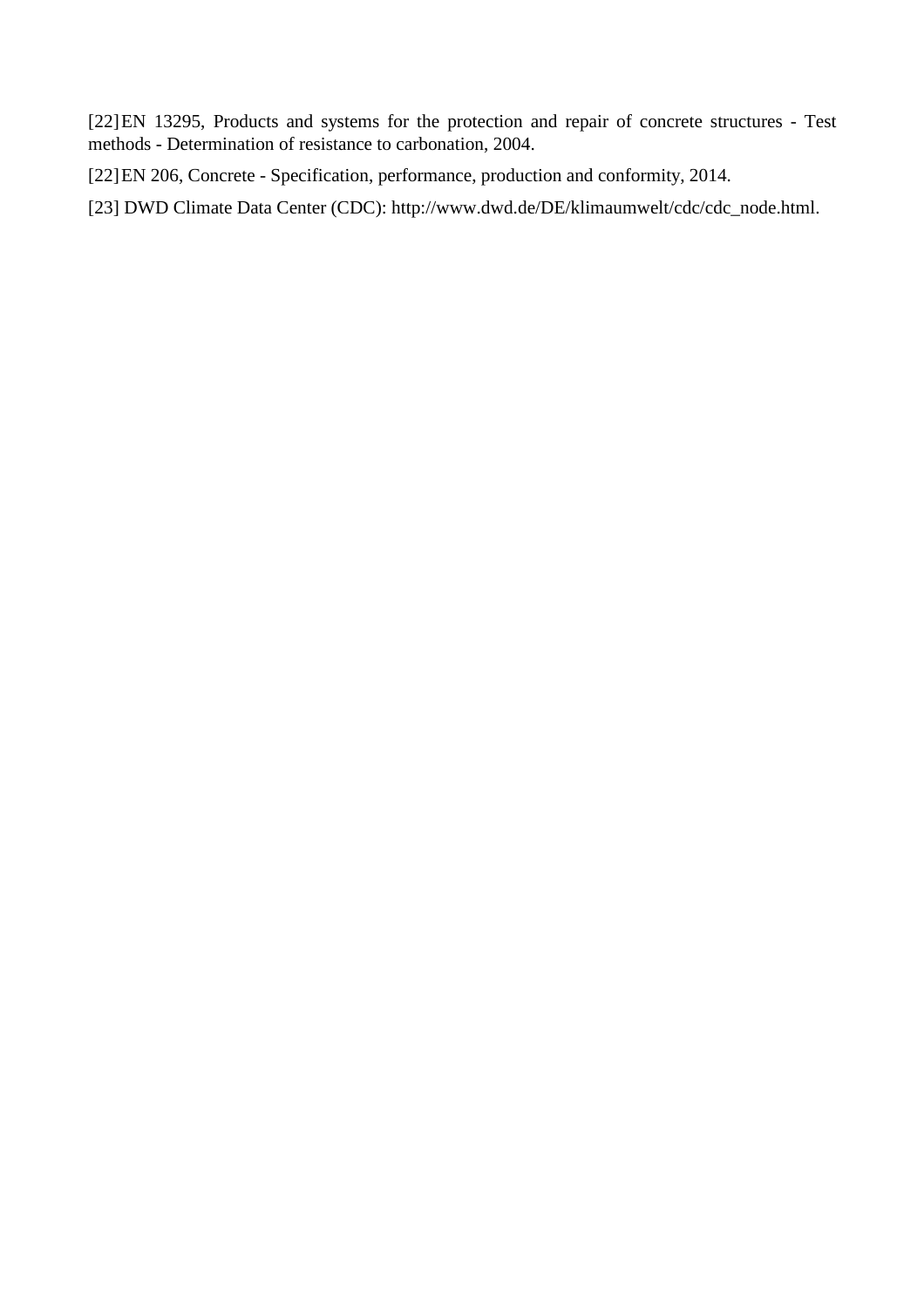[22] EN 13295, Products and systems for the protection and repair of concrete structures - Test methods - Determination of resistance to carbonation, 2004.

[22] EN 206, Concrete - Specification, performance, production and conformity, 2014.

[23] DWD Climate Data Center (CDC): http://www.dwd.de/DE/klimaumwelt/cdc/cdc_node.html.